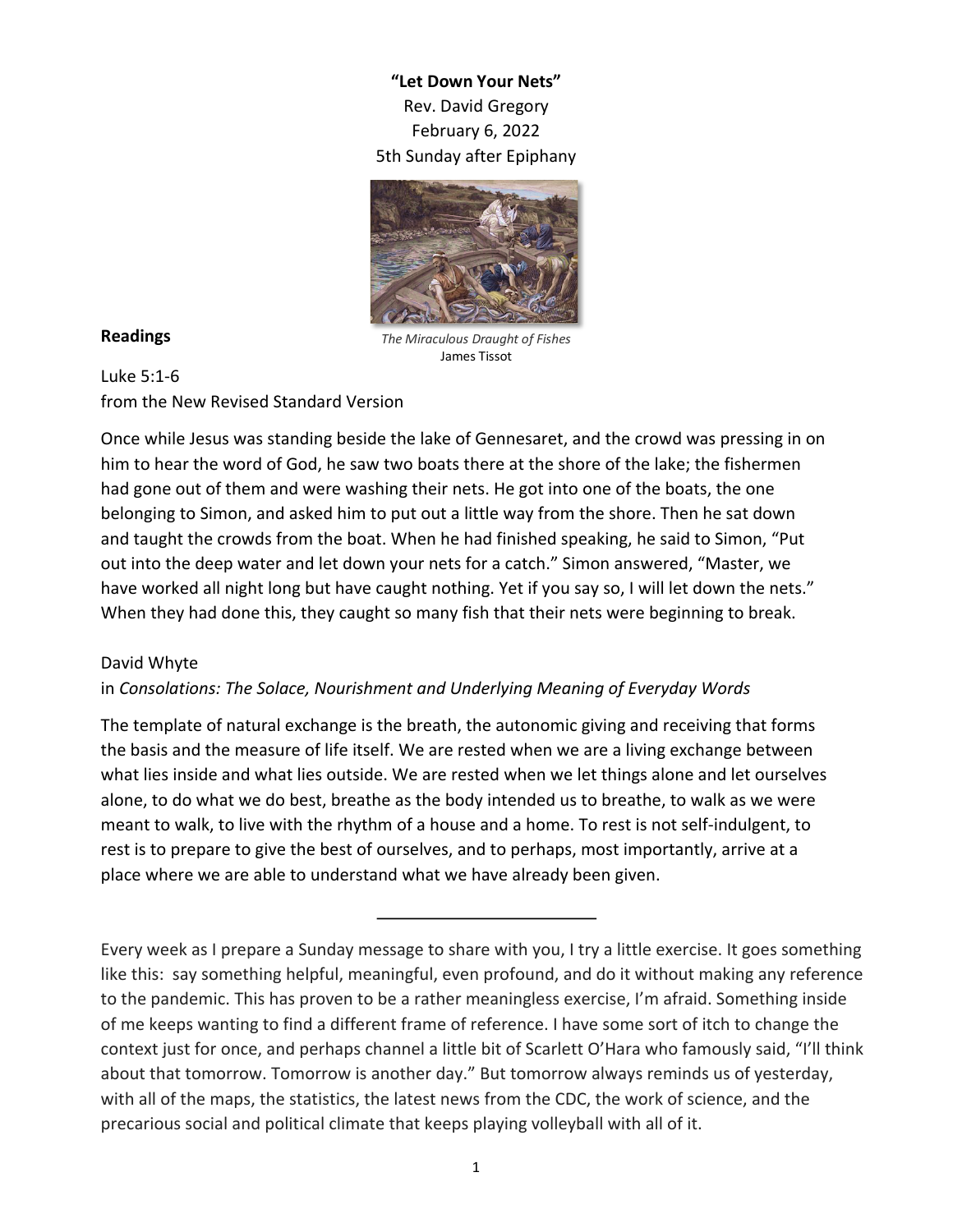**"Let Down Your Nets"**

Rev. David Gregory

February 6, 2022

5th Sunday after Epiphany

*The Miraculous Draught of Fishes*
James Tissot

**Readings**

Luke 5:1-6
from the New Revised Standard Version

Once while Jesus was standing beside the lake of Gennesaret, and the crowd was pressing in on him to hear the word of God, he saw two boats there at the shore of the lake; the fishermen had gone out of them and were washing their nets. He got into one of the boats, the one belonging to Simon, and asked him to put out a little way from the shore. Then he sat down and taught the crowds from the boat. When he had finished speaking, he said to Simon, "Put out into the deep water and let down your nets for a catch." Simon answered, "Master, we have worked all night long but have caught nothing. Yet if you say so, I will let down the nets." When they had done this, they caught so many fish that their nets were beginning to break.

David Whyte
in *Consolations: The Solace, Nourishment and Underlying Meaning of Everyday Words*

The template of natural exchange is the breath, the autonomic giving and receiving that forms the basis and the measure of life itself. We are rested when we are a living exchange between what lies inside and what lies outside. We are rested when we let things alone and let ourselves alone, to do what we do best, breathe as the body intended us to breathe, to walk as we were meant to walk, to live with the rhythm of a house and a home. To rest is not self-indulgent, to rest is to prepare to give the best of ourselves, and to perhaps, most importantly, arrive at a place where we are able to understand what we have already been given.

---

Every week as I prepare a Sunday message to share with you, I try a little exercise. It goes something like this: say something helpful, meaningful, even profound, and do it without making any reference to the pandemic. This has proven to be a rather meaningless exercise, I'm afraid. Something inside of me keeps wanting to find a different frame of reference. I have some sort of itch to change the context just for once, and perhaps channel a little bit of Scarlett O'Hara who famously said, "I'll think about that tomorrow. Tomorrow is another day." But tomorrow always reminds us of yesterday, with all of the maps, the statistics, the latest news from the CDC, the work of science, and the precarious social and political climate that keeps playing volleyball with all of it.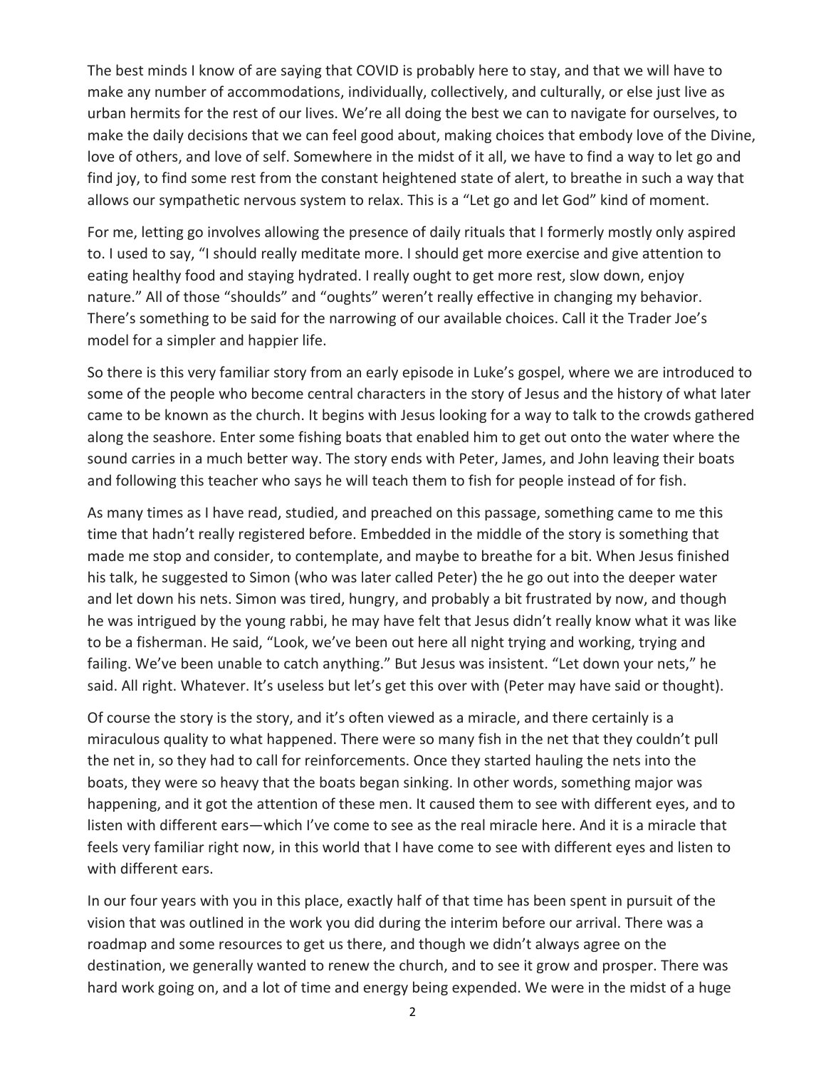The best minds I know of are saying that COVID is probably here to stay, and that we will have to make any number of accommodations, individually, collectively, and culturally, or else just live as urban hermits for the rest of our lives. We're all doing the best we can to navigate for ourselves, to make the daily decisions that we can feel good about, making choices that embody love of the Divine, love of others, and love of self. Somewhere in the midst of it all, we have to find a way to let go and find joy, to find some rest from the constant heightened state of alert, to breathe in such a way that allows our sympathetic nervous system to relax. This is a "Let go and let God" kind of moment.

For me, letting go involves allowing the presence of daily rituals that I formerly mostly only aspired to. I used to say, "I should really meditate more. I should get more exercise and give attention to eating healthy food and staying hydrated. I really ought to get more rest, slow down, enjoy nature." All of those "shoulds" and "oughts" weren't really effective in changing my behavior. There's something to be said for the narrowing of our available choices. Call it the Trader Joe's model for a simpler and happier life.

So there is this very familiar story from an early episode in Luke's gospel, where we are introduced to some of the people who become central characters in the story of Jesus and the history of what later came to be known as the church. It begins with Jesus looking for a way to talk to the crowds gathered along the seashore. Enter some fishing boats that enabled him to get out onto the water where the sound carries in a much better way. The story ends with Peter, James, and John leaving their boats and following this teacher who says he will teach them to fish for people instead of for fish.

As many times as I have read, studied, and preached on this passage, something came to me this time that hadn't really registered before. Embedded in the middle of the story is something that made me stop and consider, to contemplate, and maybe to breathe for a bit. When Jesus finished his talk, he suggested to Simon (who was later called Peter) the he go out into the deeper water and let down his nets. Simon was tired, hungry, and probably a bit frustrated by now, and though he was intrigued by the young rabbi, he may have felt that Jesus didn't really know what it was like to be a fisherman. He said, "Look, we've been out here all night trying and working, trying and failing. We've been unable to catch anything." But Jesus was insistent. "Let down your nets," he said. All right. Whatever. It's useless but let's get this over with (Peter may have said or thought).

Of course the story is the story, and it's often viewed as a miracle, and there certainly is a miraculous quality to what happened. There were so many fish in the net that they couldn't pull the net in, so they had to call for reinforcements. Once they started hauling the nets into the boats, they were so heavy that the boats began sinking. In other words, something major was happening, and it got the attention of these men. It caused them to see with different eyes, and to listen with different ears—which I've come to see as the real miracle here. And it is a miracle that feels very familiar right now, in this world that I have come to see with different eyes and listen to with different ears.

In our four years with you in this place, exactly half of that time has been spent in pursuit of the vision that was outlined in the work you did during the interim before our arrival. There was a roadmap and some resources to get us there, and though we didn't always agree on the destination, we generally wanted to renew the church, and to see it grow and prosper. There was hard work going on, and a lot of time and energy being expended. We were in the midst of a huge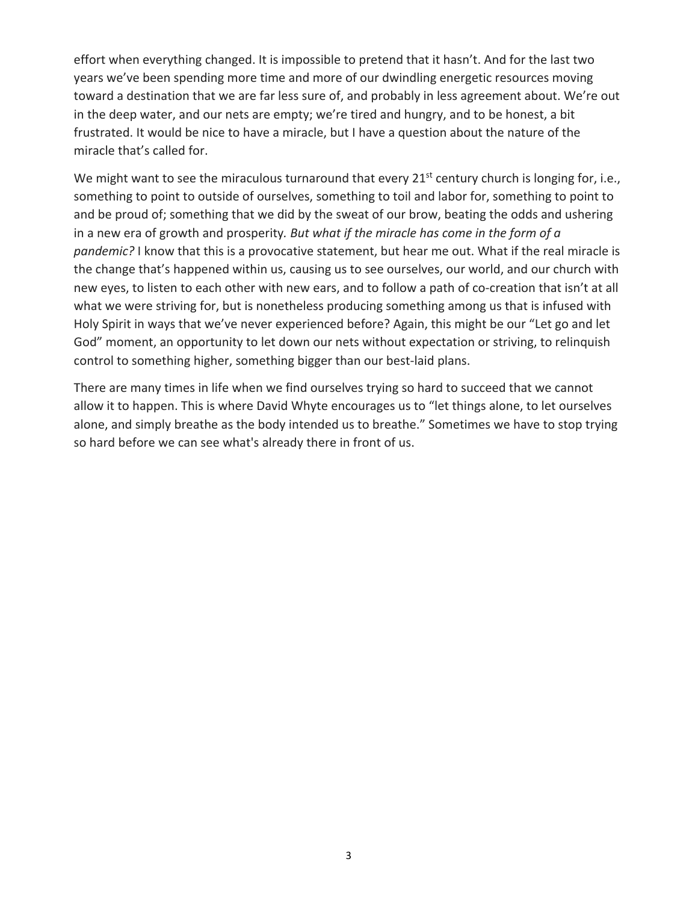effort when everything changed. It is impossible to pretend that it hasn't. And for the last two years we've been spending more time and more of our dwindling energetic resources moving toward a destination that we are far less sure of, and probably in less agreement about. We're out in the deep water, and our nets are empty; we're tired and hungry, and to be honest, a bit frustrated. It would be nice to have a miracle, but I have a question about the nature of the miracle that's called for.

We might want to see the miraculous turnaround that every 21st century church is longing for, i.e., something to point to outside of ourselves, something to toil and labor for, something to point to and be proud of; something that we did by the sweat of our brow, beating the odds and ushering in a new era of growth and prosperity. *But what if the miracle has come in the form of a pandemic?* I know that this is a provocative statement, but hear me out. What if the real miracle is the change that's happened within us, causing us to see ourselves, our world, and our church with new eyes, to listen to each other with new ears, and to follow a path of co-creation that isn't at all what we were striving for, but is nonetheless producing something among us that is infused with Holy Spirit in ways that we've never experienced before? Again, this might be our "Let go and let God" moment, an opportunity to let down our nets without expectation or striving, to relinquish control to something higher, something bigger than our best-laid plans.

There are many times in life when we find ourselves trying so hard to succeed that we cannot allow it to happen. This is where David Whyte encourages us to "let things alone, to let ourselves alone, and simply breathe as the body intended us to breathe." Sometimes we have to stop trying so hard before we can see what's already there in front of us.